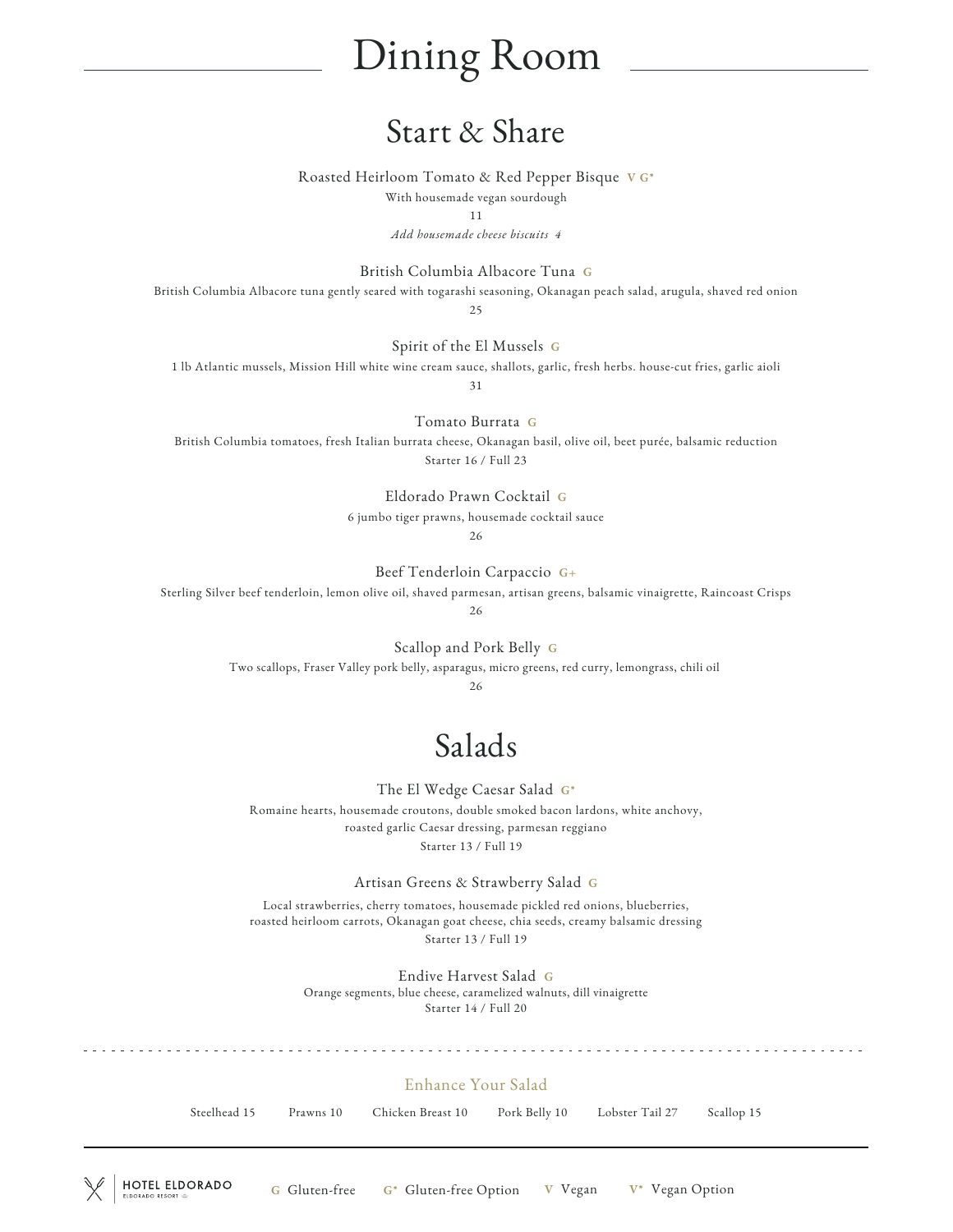# Dining Room

## Start & Share

**Roasted Heirloom Tomato & Red Pepper Bisque** V G*
With housemade vegan sourdough
11
*Add housemade cheese biscuits 4*

**British Columbia Albacore Tuna** G
British Columbia Albacore tuna gently seared with togarashi seasoning, Okanagan peach salad, arugula, shaved red onion
25

**Spirit of the El Mussels** G
1 lb Atlantic mussels, Mission Hill white wine cream sauce, shallots, garlic, fresh herbs. house-cut fries, garlic aioli
31

**Tomato Burrata** G
British Columbia tomatoes, fresh Italian burrata cheese, Okanagan basil, olive oil, beet purée, balsamic reduction
Starter 16 / Full 23

**Eldorado Prawn Cocktail** G
6 jumbo tiger prawns, housemade cocktail sauce
26

**Beef Tenderloin Carpaccio** G+
Sterling Silver beef tenderloin, lemon olive oil, shaved parmesan, artisan greens, balsamic vinaigrette, Raincoast Crisps
26

**Scallop and Pork Belly** G
Two scallops, Fraser Valley pork belly, asparagus, micro greens, red curry, lemongrass, chili oil
26

## Salads

**The El Wedge Caesar Salad** G*
Romaine hearts, housemade croutons, double smoked bacon lardons, white anchovy, roasted garlic Caesar dressing, parmesan reggiano
Starter 13 / Full 19

**Artisan Greens & Strawberry Salad** G
Local strawberries, cherry tomatoes, housemade pickled red onions, blueberries, roasted heirloom carrots, Okanagan goat cheese, chia seeds, creamy balsamic dressing
Starter 13 / Full 19

**Endive Harvest Salad** G
Orange segments, blue cheese, caramelized walnuts, dill vinaigrette
Starter 14 / Full 20

---

### Enhance Your Salad

Steelhead 15 | Prawns 10 | Chicken Breast 10 | Pork Belly 10 | Lobster Tail 27 | Scallop 15

---

HOTEL ELDORADO — ELDORADO RESORT

G Gluten-free | G* Gluten-free Option | V Vegan | V* Vegan Option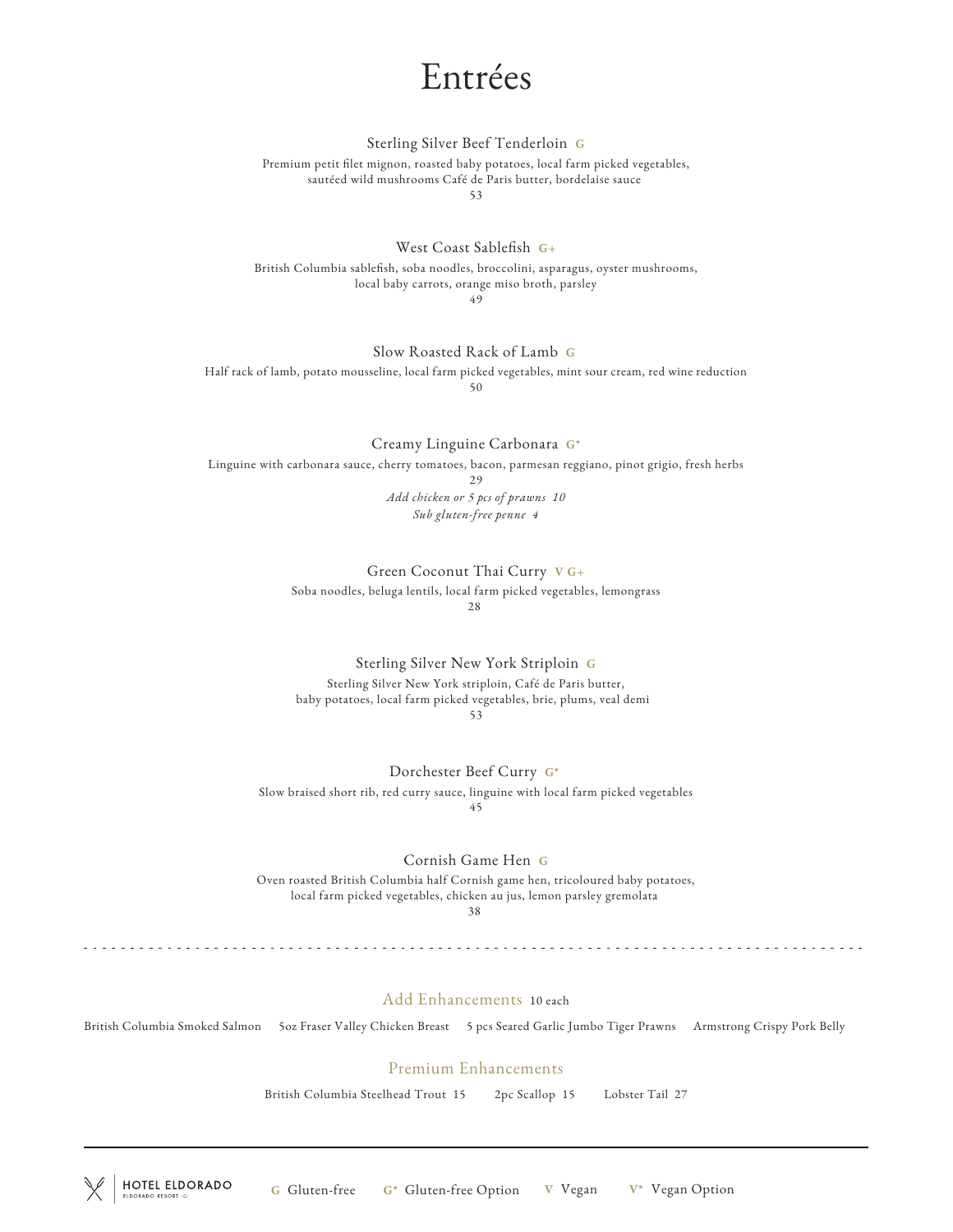# Entrées

### Sterling Silver Beef Tenderloin G

Premium petit filet mignon, roasted baby potatoes, local farm picked vegetables, sautéed wild mushrooms Café de Paris butter, bordelaise sauce

53

### West Coast Sablefish G+

British Columbia sablefish, soba noodles, broccolini, asparagus, oyster mushrooms, local baby carrots, orange miso broth, parsley

49

### Slow Roasted Rack of Lamb G

Half rack of lamb, potato mousseline, local farm picked vegetables, mint sour cream, red wine reduction

50

### Creamy Linguine Carbonara G*

Linguine with carbonara sauce, cherry tomatoes, bacon, parmesan reggiano, pinot grigio, fresh herbs

29

*Add chicken or 5 pcs of prawns 10*

*Sub gluten-free penne 4*

### Green Coconut Thai Curry V G+

Soba noodles, beluga lentils, local farm picked vegetables, lemongrass

28

### Sterling Silver New York Striploin G

Sterling Silver New York striploin, Café de Paris butter, baby potatoes, local farm picked vegetables, brie, plums, veal demi

53

### Dorchester Beef Curry G*

Slow braised short rib, red curry sauce, linguine with local farm picked vegetables

45

### Cornish Game Hen G

Oven roasted British Columbia half Cornish game hen, tricoloured baby potatoes, local farm picked vegetables, chicken au jus, lemon parsley gremolata

38

---

## Add Enhancements 10 each

British Columbia Smoked Salmon · 5oz Fraser Valley Chicken Breast · 5 pcs Seared Garlic Jumbo Tiger Prawns · Armstrong Crispy Pork Belly

## Premium Enhancements

British Columbia Steelhead Trout 15 · 2pc Scallop 15 · Lobster Tail 27

---

HOTEL ELDORADO
ELDORADO RESORT

G Gluten-free · G* Gluten-free Option · V Vegan · V* Vegan Option